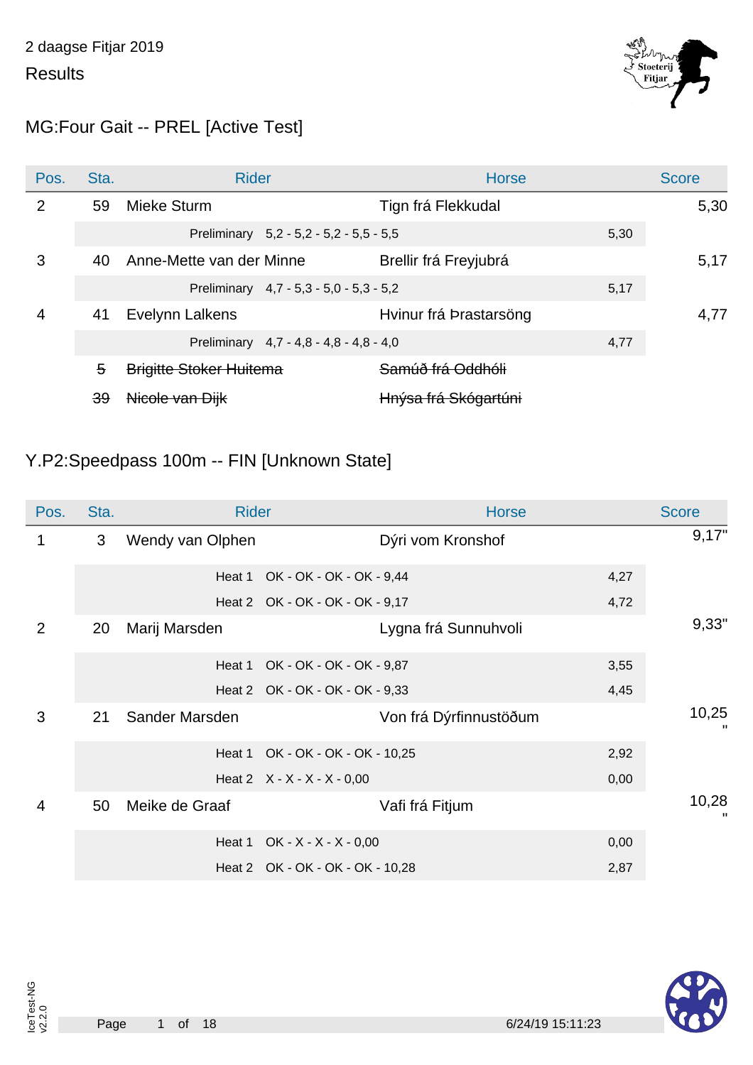2 daagse Fitjar 2019

Results

## MG:Four Gait -- PREL [Active Test]

| Pos. | Sta. | Rider | Horse | Score |
|---|---|---|---|---|
| 2 | 59 | Mieke Sturm | Tign frá Flekkudal | 5,30 |
| | | Preliminary 5,2 - 5,2 - 5,2 - 5,5 - 5,5 | 5,30 | |
| 3 | 40 | Anne-Mette van der Minne | Brellir frá Freyjubrá | 5,17 |
| | | Preliminary 4,7 - 5,3 - 5,0 - 5,3 - 5,2 | 5,17 | |
| 4 | 41 | Evelynn Lalkens | Hvinur frá Þrastarsöng | 4,77 |
| | | Preliminary 4,7 - 4,8 - 4,8 - 4,8 - 4,0 | 4,77 | |
| | ~~5~~ | ~~Brigitte Stoker Huitema~~ | ~~Samúð frá Oddhóli~~ | |
| | ~~39~~ | ~~Nicole van Dijk~~ | ~~Hnýsa frá Skógartúni~~ | |

## Y.P2:Speedpass 100m -- FIN [Unknown State]

| Pos. | Sta. | Rider | Horse | Score |
|---|---|---|---|---|
| 1 | 3 | Wendy van Olphen | Dýri vom Kronshof | 9,17" |
| | | Heat 1 OK - OK - OK - OK - 9,44 | 4,27 | |
| | | Heat 2 OK - OK - OK - OK - 9,17 | 4,72 | |
| 2 | 20 | Marij Marsden | Lygna frá Sunnuhvoli | 9,33" |
| | | Heat 1 OK - OK - OK - OK - 9,87 | 3,55 | |
| | | Heat 2 OK - OK - OK - OK - 9,33 | 4,45 | |
| 3 | 21 | Sander Marsden | Von frá Dýrfinnustöðum | 10,25" |
| | | Heat 1 OK - OK - OK - OK - 10,25 | 2,92 | |
| | | Heat 2 X - X - X - X - 0,00 | 0,00 | |
| 4 | 50 | Meike de Graaf | Vafi frá Fitjum | 10,28" |
| | | Heat 1 OK - X - X - X - 0,00 | 0,00 | |
| | | Heat 2 OK - OK - OK - OK - 10,28 | 2,87 | |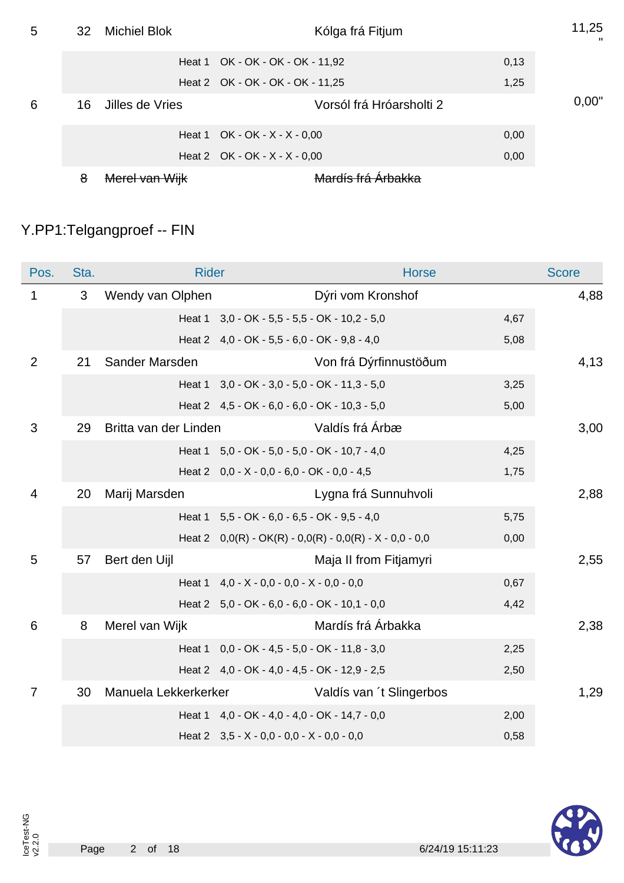| Pos. | Sta. | Rider | Horse | | Score |
|---|---|---|---|---|---|
| 5 | 32 | Michiel Blok | Kólga frá Fitjum | | 11,25 " |
| | | Heat 1 | OK - OK - OK - OK - 11,92 | 0,13 | |
| | | Heat 2 | OK - OK - OK - OK - 11,25 | 1,25 | |
| 6 | 16 | Jilles de Vries | Vorsól frá Hróarsholti 2 | | 0,00" |
| | | Heat 1 | OK - OK - X - X - 0,00 | 0,00 | |
| | | Heat 2 | OK - OK - X - X - 0,00 | 0,00 | |
| | ~~8~~ | ~~Merel van Wijk~~ | ~~Mardís frá Árbakka~~ | | |

## Y.PP1:Telgangproef -- FIN

| Pos. | Sta. | Rider | Horse | | Score |
|---|---|---|---|---|---|
| 1 | 3 | Wendy van Olphen | Dýri vom Kronshof | | 4,88 |
| | | Heat 1 | 3,0 - OK - 5,5 - 5,5 - OK - 10,2 - 5,0 | 4,67 | |
| | | Heat 2 | 4,0 - OK - 5,5 - 6,0 - OK - 9,8 - 4,0 | 5,08 | |
| 2 | 21 | Sander Marsden | Von frá Dýrfinnustöðum | | 4,13 |
| | | Heat 1 | 3,0 - OK - 3,0 - 5,0 - OK - 11,3 - 5,0 | 3,25 | |
| | | Heat 2 | 4,5 - OK - 6,0 - 6,0 - OK - 10,3 - 5,0 | 5,00 | |
| 3 | 29 | Britta van der Linden | Valdís frá Árbæ | | 3,00 |
| | | Heat 1 | 5,0 - OK - 5,0 - 5,0 - OK - 10,7 - 4,0 | 4,25 | |
| | | Heat 2 | 0,0 - X - 0,0 - 6,0 - OK - 0,0 - 4,5 | 1,75 | |
| 4 | 20 | Marij Marsden | Lygna frá Sunnuhvoli | | 2,88 |
| | | Heat 1 | 5,5 - OK - 6,0 - 6,5 - OK - 9,5 - 4,0 | 5,75 | |
| | | Heat 2 | 0,0(R) - OK(R) - 0,0(R) - 0,0(R) - X - 0,0 - 0,0 | 0,00 | |
| 5 | 57 | Bert den Uijl | Maja II from Fitjamyri | | 2,55 |
| | | Heat 1 | 4,0 - X - 0,0 - 0,0 - X - 0,0 - 0,0 | 0,67 | |
| | | Heat 2 | 5,0 - OK - 6,0 - 6,0 - OK - 10,1 - 0,0 | 4,42 | |
| 6 | 8 | Merel van Wijk | Mardís frá Árbakka | | 2,38 |
| | | Heat 1 | 0,0 - OK - 4,5 - 5,0 - OK - 11,8 - 3,0 | 2,25 | |
| | | Heat 2 | 4,0 - OK - 4,0 - 4,5 - OK - 12,9 - 2,5 | 2,50 | |
| 7 | 30 | Manuela Lekkerkerker | Valdís van ´t Slingerbos | | 1,29 |
| | | Heat 1 | 4,0 - OK - 4,0 - 4,0 - OK - 14,7 - 0,0 | 2,00 | |
| | | Heat 2 | 3,5 - X - 0,0 - 0,0 - X - 0,0 - 0,0 | 0,58 | |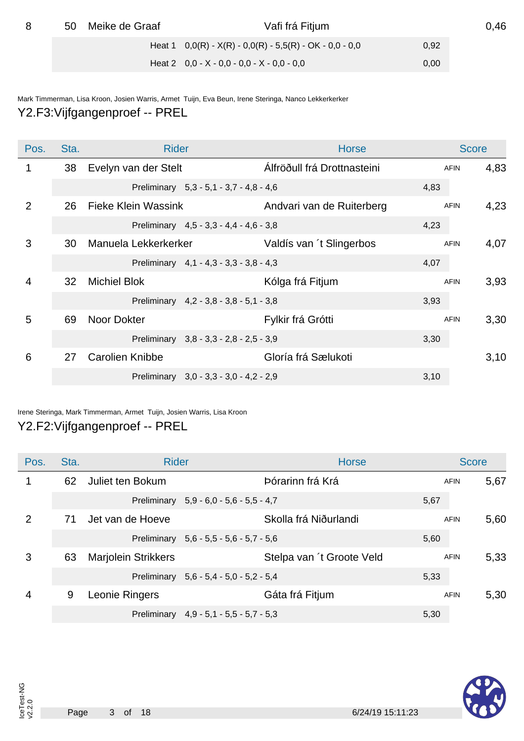| Pos. | Sta. | Rider | Horse | | Score |
|---|---|---|---|---|---|
| 8 | 50 | Meike de Graaf | Vafi frá Fitjum | | 0,46 |
| | | Heat 1 | 0,0(R) - X(R) - 0,0(R) - 5,5(R) - OK - 0,0 - 0,0 | 0,92 | |
| | | Heat 2 | 0,0 - X - 0,0 - 0,0 - X - 0,0 - 0,0 | 0,00 | |

Mark Timmerman, Lisa Kroon, Josien Warris, Armet Tuijn, Eva Beun, Irene Steringa, Nanco Lekkerkerker

## Y2.F3:Vijfgangenproef -- PREL

| Pos. | Sta. | Rider | Horse | | Score |
|---|---|---|---|---|---|
| 1 | 38 | Evelyn van der Stelt | Álfröðull frá Drottnasteini | AFIN | 4,83 |
| | | Preliminary | 5,3 - 5,1 - 3,7 - 4,8 - 4,6 | 4,83 | |
| 2 | 26 | Fieke Klein Wassink | Andvari van de Ruiterberg | AFIN | 4,23 |
| | | Preliminary | 4,5 - 3,3 - 4,4 - 4,6 - 3,8 | 4,23 | |
| 3 | 30 | Manuela Lekkerkerker | Valdís van ´t Slingerbos | AFIN | 4,07 |
| | | Preliminary | 4,1 - 4,3 - 3,3 - 3,8 - 4,3 | 4,07 | |
| 4 | 32 | Michiel Blok | Kólga frá Fitjum | AFIN | 3,93 |
| | | Preliminary | 4,2 - 3,8 - 3,8 - 5,1 - 3,8 | 3,93 | |
| 5 | 69 | Noor Dokter | Fylkir frá Grótti | AFIN | 3,30 |
| | | Preliminary | 3,8 - 3,3 - 2,8 - 2,5 - 3,9 | 3,30 | |
| 6 | 27 | Carolien Knibbe | Gloría frá Sælukoti | | 3,10 |
| | | Preliminary | 3,0 - 3,3 - 3,0 - 4,2 - 2,9 | 3,10 | |

Irene Steringa, Mark Timmerman, Armet Tuijn, Josien Warris, Lisa Kroon

## Y2.F2:Vijfgangenproef -- PREL

| Pos. | Sta. | Rider | Horse | | Score |
|---|---|---|---|---|---|
| 1 | 62 | Juliet ten Bokum | Þórarinn frá Krá | AFIN | 5,67 |
| | | Preliminary | 5,9 - 6,0 - 5,6 - 5,5 - 4,7 | 5,67 | |
| 2 | 71 | Jet van de Hoeve | Skolla frá Niðurlandi | AFIN | 5,60 |
| | | Preliminary | 5,6 - 5,5 - 5,6 - 5,7 - 5,6 | 5,60 | |
| 3 | 63 | Marjolein Strikkers | Stelpa van ´t Groote Veld | AFIN | 5,33 |
| | | Preliminary | 5,6 - 5,4 - 5,0 - 5,2 - 5,4 | 5,33 | |
| 4 | 9 | Leonie Ringers | Gáta frá Fitjum | AFIN | 5,30 |
| | | Preliminary | 4,9 - 5,1 - 5,5 - 5,7 - 5,3 | 5,30 | |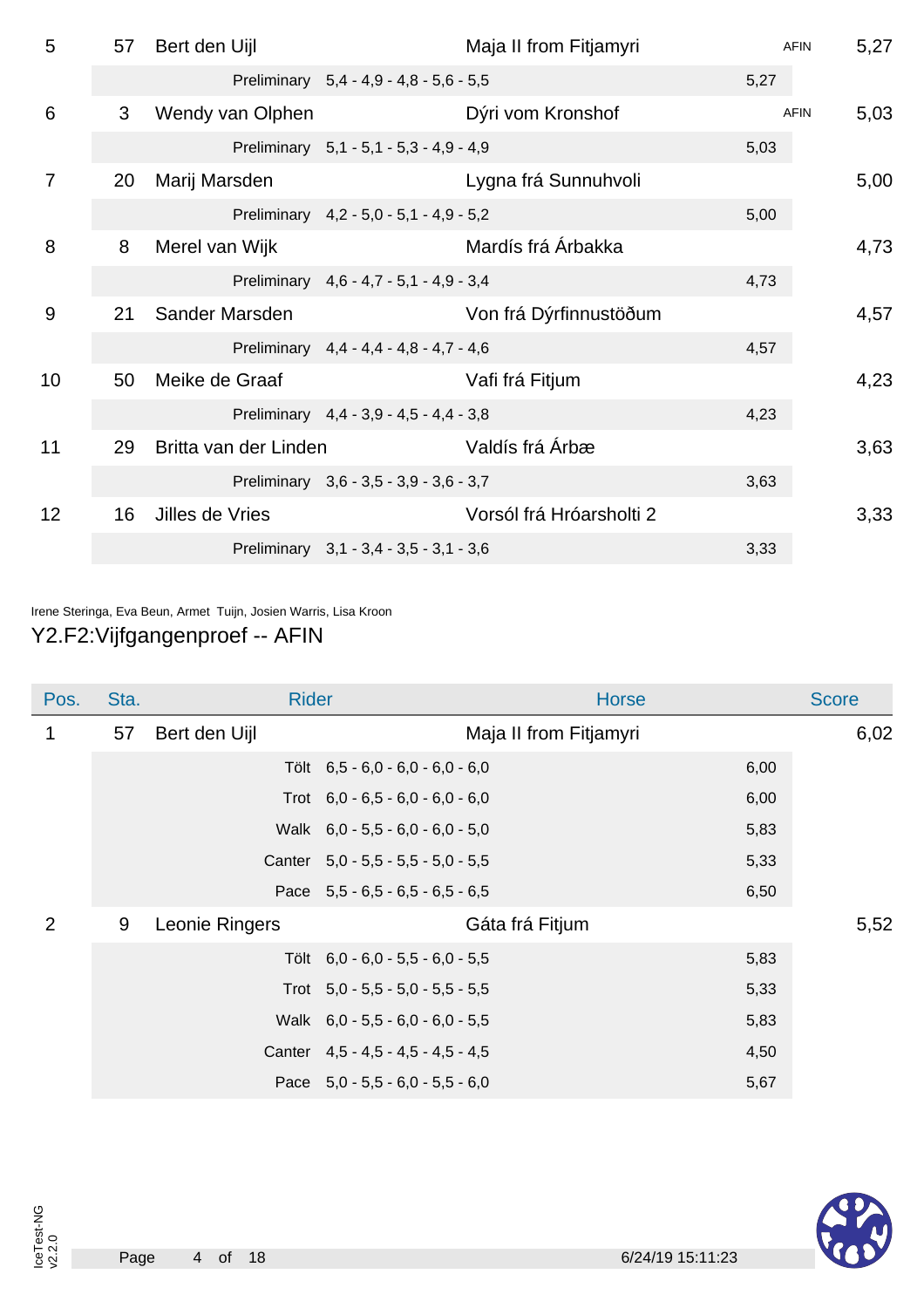| Pos. | Sta. | Rider | Horse | | | Score |
|---|---|---|---|---|---|---|
| 5 | 57 | Bert den Uijl | Maja II from Fitjamyri | | AFIN | 5,27 |
| | | Preliminary | 5,4 - 4,9 - 4,8 - 5,6 - 5,5 | 5,27 | | |
| 6 | 3 | Wendy van Olphen | Dýri vom Kronshof | | AFIN | 5,03 |
| | | Preliminary | 5,1 - 5,1 - 5,3 - 4,9 - 4,9 | 5,03 | | |
| 7 | 20 | Marij Marsden | Lygna frá Sunnuhvoli | | | 5,00 |
| | | Preliminary | 4,2 - 5,0 - 5,1 - 4,9 - 5,2 | 5,00 | | |
| 8 | 8 | Merel van Wijk | Mardís frá Árbakka | | | 4,73 |
| | | Preliminary | 4,6 - 4,7 - 5,1 - 4,9 - 3,4 | 4,73 | | |
| 9 | 21 | Sander Marsden | Von frá Dýrfinnustöðum | | | 4,57 |
| | | Preliminary | 4,4 - 4,4 - 4,8 - 4,7 - 4,6 | 4,57 | | |
| 10 | 50 | Meike de Graaf | Vafi frá Fitjum | | | 4,23 |
| | | Preliminary | 4,4 - 3,9 - 4,5 - 4,4 - 3,8 | 4,23 | | |
| 11 | 29 | Britta van der Linden | Valdís frá Árbæ | | | 3,63 |
| | | Preliminary | 3,6 - 3,5 - 3,9 - 3,6 - 3,7 | 3,63 | | |
| 12 | 16 | Jilles de Vries | Vorsól frá Hróarsholti 2 | | | 3,33 |
| | | Preliminary | 3,1 - 3,4 - 3,5 - 3,1 - 3,6 | 3,33 | | |

Irene Steringa, Eva Beun, Armet Tuijn, Josien Warris, Lisa Kroon

## Y2.F2:Vijfgangenproef -- AFIN

| Pos. | Sta. | Rider | Horse | | Score |
|---|---|---|---|---|---|
| 1 | 57 | Bert den Uijl | Maja II from Fitjamyri | | 6,02 |
| | | Tölt | 6,5 - 6,0 - 6,0 - 6,0 - 6,0 | 6,00 | |
| | | Trot | 6,0 - 6,5 - 6,0 - 6,0 - 6,0 | 6,00 | |
| | | Walk | 6,0 - 5,5 - 6,0 - 6,0 - 5,0 | 5,83 | |
| | | Canter | 5,0 - 5,5 - 5,5 - 5,0 - 5,5 | 5,33 | |
| | | Pace | 5,5 - 6,5 - 6,5 - 6,5 - 6,5 | 6,50 | |
| 2 | 9 | Leonie Ringers | Gáta frá Fitjum | | 5,52 |
| | | Tölt | 6,0 - 6,0 - 5,5 - 6,0 - 5,5 | 5,83 | |
| | | Trot | 5,0 - 5,5 - 5,0 - 5,5 - 5,5 | 5,33 | |
| | | Walk | 6,0 - 5,5 - 6,0 - 6,0 - 5,5 | 5,83 | |
| | | Canter | 4,5 - 4,5 - 4,5 - 4,5 - 4,5 | 4,50 | |
| | | Pace | 5,0 - 5,5 - 6,0 - 5,5 - 6,0 | 5,67 | |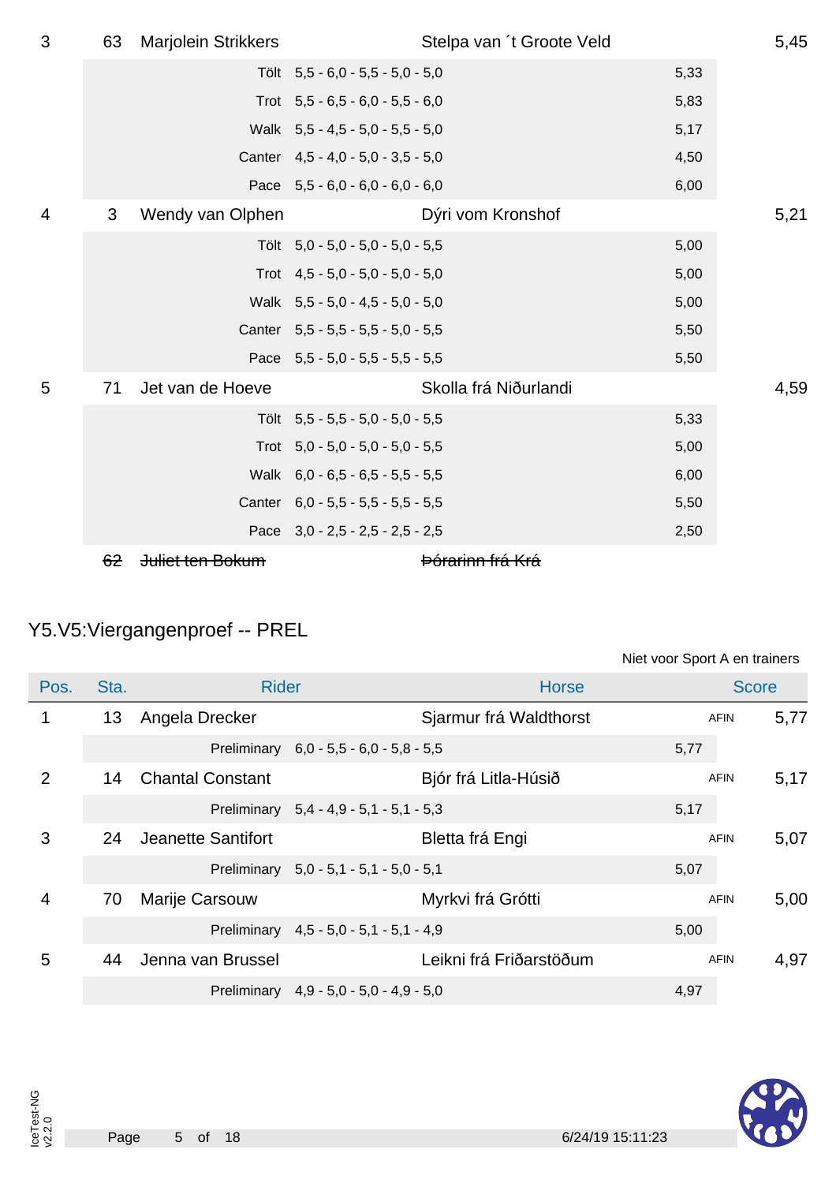| Pos. | Sta. | Rider | | Horse | | Score |
|---|---|---|---|---|---|---|
| 3 | 63 | Marjolein Strikkers | | Stelpa van ´t Groote Veld | | 5,45 |
| | | Tölt | 5,5 - 6,0 - 5,5 - 5,0 - 5,0 | | 5,33 | |
| | | Trot | 5,5 - 6,5 - 6,0 - 5,5 - 6,0 | | 5,83 | |
| | | Walk | 5,5 - 4,5 - 5,0 - 5,5 - 5,0 | | 5,17 | |
| | | Canter | 4,5 - 4,0 - 5,0 - 3,5 - 5,0 | | 4,50 | |
| | | Pace | 5,5 - 6,0 - 6,0 - 6,0 - 6,0 | | 6,00 | |
| 4 | 3 | Wendy van Olphen | | Dýri vom Kronshof | | 5,21 |
| | | Tölt | 5,0 - 5,0 - 5,0 - 5,0 - 5,5 | | 5,00 | |
| | | Trot | 4,5 - 5,0 - 5,0 - 5,0 - 5,0 | | 5,00 | |
| | | Walk | 5,5 - 5,0 - 4,5 - 5,0 - 5,0 | | 5,00 | |
| | | Canter | 5,5 - 5,5 - 5,5 - 5,0 - 5,5 | | 5,50 | |
| | | Pace | 5,5 - 5,0 - 5,5 - 5,5 - 5,5 | | 5,50 | |
| 5 | 71 | Jet van de Hoeve | | Skolla frá Niðurlandi | | 4,59 |
| | | Tölt | 5,5 - 5,5 - 5,0 - 5,0 - 5,5 | | 5,33 | |
| | | Trot | 5,0 - 5,0 - 5,0 - 5,0 - 5,5 | | 5,00 | |
| | | Walk | 6,0 - 6,5 - 6,5 - 5,5 - 5,5 | | 6,00 | |
| | | Canter | 6,0 - 5,5 - 5,5 - 5,5 - 5,5 | | 5,50 | |
| | | Pace | 3,0 - 2,5 - 2,5 - 2,5 - 2,5 | | 2,50 | |
| | ~~62~~ | ~~Juliet ten Bokum~~ | | ~~Þórarinn frá Krá~~ | | |

## Y5.V5:Viergangenproef -- PREL

Niet voor Sport A en trainers

| Pos. | Sta. | Rider | | Horse | | | Score |
|---|---|---|---|---|---|---|---|
| 1 | 13 | Angela Drecker | | Sjarmur frá Waldthorst | | AFIN | 5,77 |
| | | Preliminary | 6,0 - 5,5 - 6,0 - 5,8 - 5,5 | | 5,77 | | |
| 2 | 14 | Chantal Constant | | Bjór frá Litla-Húsið | | AFIN | 5,17 |
| | | Preliminary | 5,4 - 4,9 - 5,1 - 5,1 - 5,3 | | 5,17 | | |
| 3 | 24 | Jeanette Santifort | | Bletta frá Engi | | AFIN | 5,07 |
| | | Preliminary | 5,0 - 5,1 - 5,1 - 5,0 - 5,1 | | 5,07 | | |
| 4 | 70 | Marije Carsouw | | Myrkvi frá Grótti | | AFIN | 5,00 |
| | | Preliminary | 4,5 - 5,0 - 5,1 - 5,1 - 4,9 | | 5,00 | | |
| 5 | 44 | Jenna van Brussel | | Leikni frá Friðarstöðum | | AFIN | 4,97 |
| | | Preliminary | 4,9 - 5,0 - 5,0 - 4,9 - 5,0 | | 4,97 | | |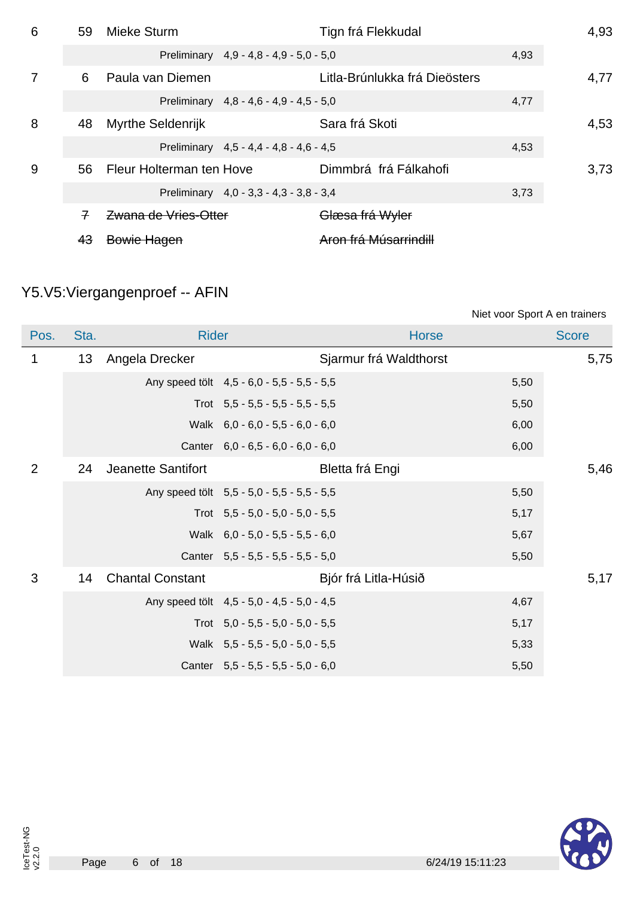| Pos. | Sta. | Rider | Horse | Score |
|---|---|---|---|---|
| 6 | 59 | Mieke Sturm | Tign frá Flekkudal | 4,93 |
| | | Preliminary 4,9 - 4,8 - 4,9 - 5,0 - 5,0 | 4,93 | |
| 7 | 6 | Paula van Diemen | Litla-Brúnlukka frá Dieösters | 4,77 |
| | | Preliminary 4,8 - 4,6 - 4,9 - 4,5 - 5,0 | 4,77 | |
| 8 | 48 | Myrthe Seldenrijk | Sara frá Skoti | 4,53 |
| | | Preliminary 4,5 - 4,4 - 4,8 - 4,6 - 4,5 | 4,53 | |
| 9 | 56 | Fleur Holterman ten Hove | Dimmbrá frá Fálkahofi | 3,73 |
| | | Preliminary 4,0 - 3,3 - 4,3 - 3,8 - 3,4 | 3,73 | |
| | ~~7~~ | ~~Zwana de Vries-Otter~~ | ~~Glæsa frá Wyler~~ | |
| | ~~43~~ | ~~Bowie Hagen~~ | ~~Aron frá Músarrindill~~ | |

## Y5.V5:Viergangenproef -- AFIN

Niet voor Sport A en trainers

| Pos. | Sta. | Rider | Horse | Score |
|---|---|---|---|---|
| 1 | 13 | Angela Drecker | Sjarmur frá Waldthorst | 5,75 |
| | | Any speed tölt 4,5 - 6,0 - 5,5 - 5,5 - 5,5 | 5,50 | |
| | | Trot 5,5 - 5,5 - 5,5 - 5,5 - 5,5 | 5,50 | |
| | | Walk 6,0 - 6,0 - 5,5 - 6,0 - 6,0 | 6,00 | |
| | | Canter 6,0 - 6,5 - 6,0 - 6,0 - 6,0 | 6,00 | |
| 2 | 24 | Jeanette Santifort | Bletta frá Engi | 5,46 |
| | | Any speed tölt 5,5 - 5,0 - 5,5 - 5,5 - 5,5 | 5,50 | |
| | | Trot 5,5 - 5,0 - 5,0 - 5,0 - 5,5 | 5,17 | |
| | | Walk 6,0 - 5,0 - 5,5 - 5,5 - 6,0 | 5,67 | |
| | | Canter 5,5 - 5,5 - 5,5 - 5,5 - 5,0 | 5,50 | |
| 3 | 14 | Chantal Constant | Bjór frá Litla-Húsið | 5,17 |
| | | Any speed tölt 4,5 - 5,0 - 4,5 - 5,0 - 4,5 | 4,67 | |
| | | Trot 5,0 - 5,5 - 5,0 - 5,0 - 5,5 | 5,17 | |
| | | Walk 5,5 - 5,5 - 5,0 - 5,0 - 5,5 | 5,33 | |
| | | Canter 5,5 - 5,5 - 5,5 - 5,0 - 6,0 | 5,50 | |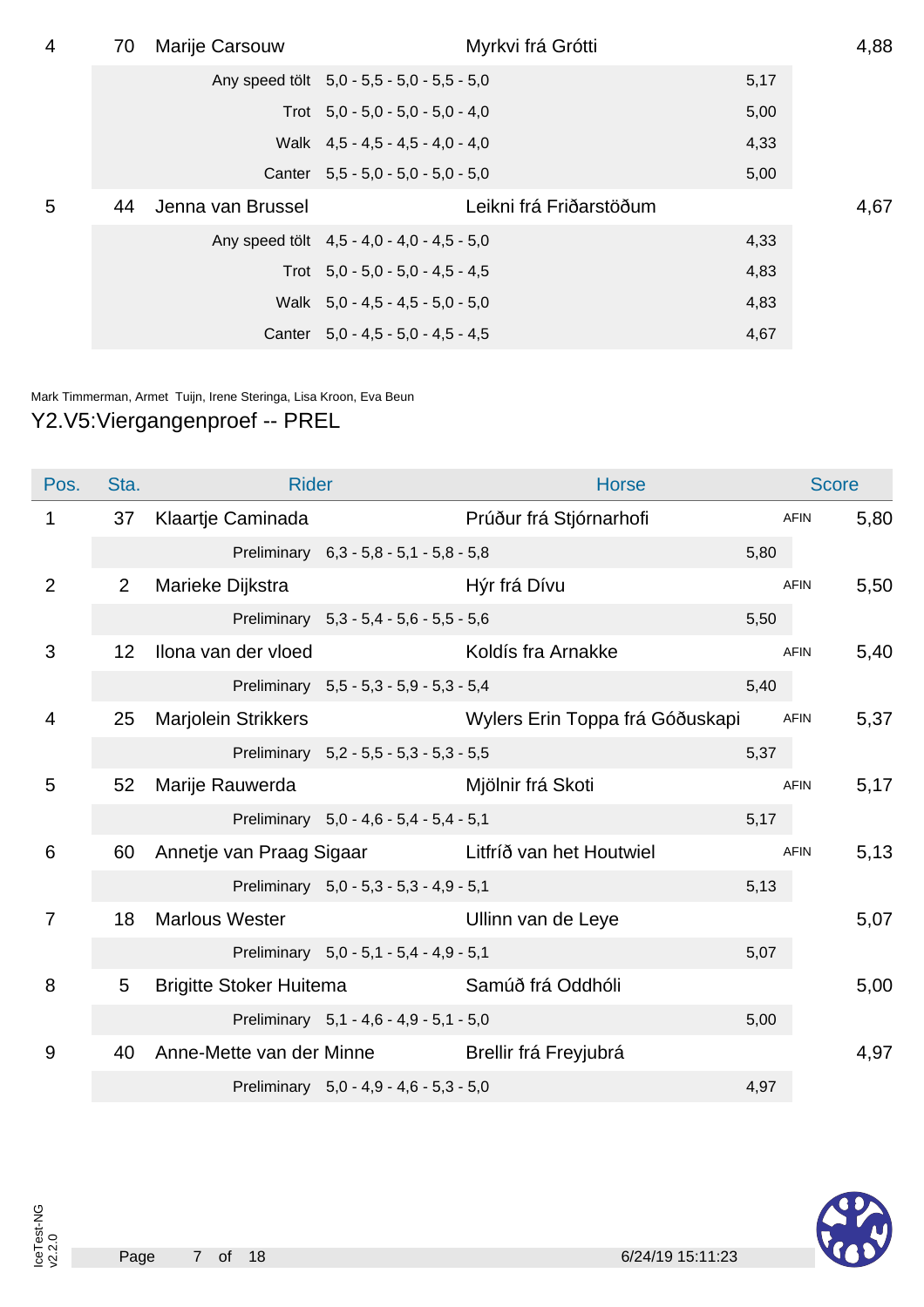| 4 | 70 | Marije Carsouw | Myrkvi frá Grótti | | 4,88 |
|---|---|---|---|---|---|
| | | Any speed tölt 5,0 - 5,5 - 5,0 - 5,5 - 5,0 | | 5,17 | |
| | | Trot 5,0 - 5,0 - 5,0 - 5,0 - 4,0 | | 5,00 | |
| | | Walk 4,5 - 4,5 - 4,5 - 4,0 - 4,0 | | 4,33 | |
| | | Canter 5,5 - 5,0 - 5,0 - 5,0 - 5,0 | | 5,00 | |
| 5 | 44 | Jenna van Brussel | Leikni frá Friðarstöðum | | 4,67 |
| | | Any speed tölt 4,5 - 4,0 - 4,0 - 4,5 - 5,0 | | 4,33 | |
| | | Trot 5,0 - 5,0 - 5,0 - 4,5 - 4,5 | | 4,83 | |
| | | Walk 5,0 - 4,5 - 4,5 - 5,0 - 5,0 | | 4,83 | |
| | | Canter 5,0 - 4,5 - 5,0 - 4,5 - 4,5 | | 4,67 | |

Mark Timmerman, Armet Tuijn, Irene Steringa, Lisa Kroon, Eva Beun

## Y2.V5:Viergangenproef -- PREL

| Pos. | Sta. | Rider | Horse | | Score |
|---|---|---|---|---|---|
| 1 | 37 | Klaartje Caminada | Prúður frá Stjórnarhofi | AFIN | 5,80 |
| | | Preliminary 6,3 - 5,8 - 5,1 - 5,8 - 5,8 | | 5,80 | |
| 2 | 2 | Marieke Dijkstra | Hýr frá Dívu | AFIN | 5,50 |
| | | Preliminary 5,3 - 5,4 - 5,6 - 5,5 - 5,6 | | 5,50 | |
| 3 | 12 | Ilona van der vloed | Koldís fra Arnakke | AFIN | 5,40 |
| | | Preliminary 5,5 - 5,3 - 5,9 - 5,3 - 5,4 | | 5,40 | |
| 4 | 25 | Marjolein Strikkers | Wylers Erin Toppa frá Góðuskapi | AFIN | 5,37 |
| | | Preliminary 5,2 - 5,5 - 5,3 - 5,3 - 5,5 | | 5,37 | |
| 5 | 52 | Marije Rauwerda | Mjölnir frá Skoti | AFIN | 5,17 |
| | | Preliminary 5,0 - 4,6 - 5,4 - 5,4 - 5,1 | | 5,17 | |
| 6 | 60 | Annetje van Praag Sigaar | Litfríð van het Houtwiel | AFIN | 5,13 |
| | | Preliminary 5,0 - 5,3 - 5,3 - 4,9 - 5,1 | | 5,13 | |
| 7 | 18 | Marlous Wester | Ullinn van de Leye | | 5,07 |
| | | Preliminary 5,0 - 5,1 - 5,4 - 4,9 - 5,1 | | 5,07 | |
| 8 | 5 | Brigitte Stoker Huitema | Samúð frá Oddhóli | | 5,00 |
| | | Preliminary 5,1 - 4,6 - 4,9 - 5,1 - 5,0 | | 5,00 | |
| 9 | 40 | Anne-Mette van der Minne | Brellir frá Freyjubrá | | 4,97 |
| | | Preliminary 5,0 - 4,9 - 4,6 - 5,3 - 5,0 | | 4,97 | |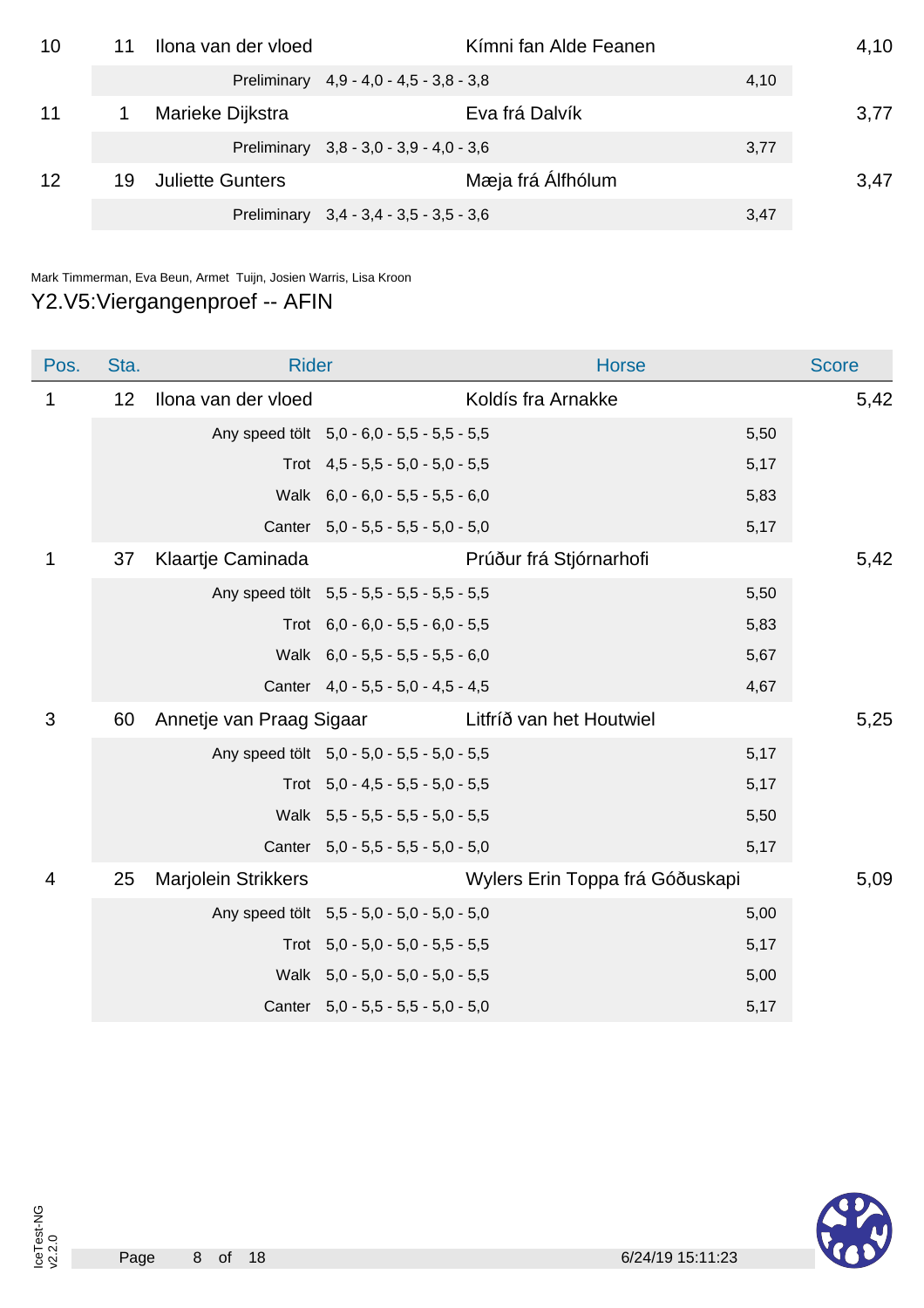| Pos. | Sta. | Rider | | Horse | | Score |
|---|---|---|---|---|---|---|
| 10 | 11 | Ilona van der vloed | | Kímni fan Alde Feanen | | 4,10 |
| | | Preliminary | 4,9 - 4,0 - 4,5 - 3,8 - 3,8 | | 4,10 | |
| 11 | 1 | Marieke Dijkstra | | Eva frá Dalvík | | 3,77 |
| | | Preliminary | 3,8 - 3,0 - 3,9 - 4,0 - 3,6 | | 3,77 | |
| 12 | 19 | Juliette Gunters | | Mæja frá Álfhólum | | 3,47 |
| | | Preliminary | 3,4 - 3,4 - 3,5 - 3,5 - 3,6 | | 3,47 | |

Mark Timmerman, Eva Beun, Armet Tuijn, Josien Warris, Lisa Kroon

## Y2.V5:Viergangenproef -- AFIN

| Pos. | Sta. | Rider | | Horse | | Score |
|---|---|---|---|---|---|---|
| 1 | 12 | Ilona van der vloed | | Koldís fra Arnakke | | 5,42 |
| | | Any speed tölt | 5,0 - 6,0 - 5,5 - 5,5 - 5,5 | | 5,50 | |
| | | Trot | 4,5 - 5,5 - 5,0 - 5,0 - 5,5 | | 5,17 | |
| | | Walk | 6,0 - 6,0 - 5,5 - 5,5 - 6,0 | | 5,83 | |
| | | Canter | 5,0 - 5,5 - 5,5 - 5,0 - 5,0 | | 5,17 | |
| 1 | 37 | Klaartje Caminada | | Prúður frá Stjórnarhofi | | 5,42 |
| | | Any speed tölt | 5,5 - 5,5 - 5,5 - 5,5 - 5,5 | | 5,50 | |
| | | Trot | 6,0 - 6,0 - 5,5 - 6,0 - 5,5 | | 5,83 | |
| | | Walk | 6,0 - 5,5 - 5,5 - 5,5 - 6,0 | | 5,67 | |
| | | Canter | 4,0 - 5,5 - 5,0 - 4,5 - 4,5 | | 4,67 | |
| 3 | 60 | Annetje van Praag Sigaar | | Litfríð van het Houtwiel | | 5,25 |
| | | Any speed tölt | 5,0 - 5,0 - 5,5 - 5,0 - 5,5 | | 5,17 | |
| | | Trot | 5,0 - 4,5 - 5,5 - 5,0 - 5,5 | | 5,17 | |
| | | Walk | 5,5 - 5,5 - 5,5 - 5,0 - 5,5 | | 5,50 | |
| | | Canter | 5,0 - 5,5 - 5,5 - 5,0 - 5,0 | | 5,17 | |
| 4 | 25 | Marjolein Strikkers | | Wylers Erin Toppa frá Góðuskapi | | 5,09 |
| | | Any speed tölt | 5,5 - 5,0 - 5,0 - 5,0 - 5,0 | | 5,00 | |
| | | Trot | 5,0 - 5,0 - 5,0 - 5,5 - 5,5 | | 5,17 | |
| | | Walk | 5,0 - 5,0 - 5,0 - 5,0 - 5,5 | | 5,00 | |
| | | Canter | 5,0 - 5,5 - 5,5 - 5,0 - 5,0 | | 5,17 | |

6/24/19 15:11:23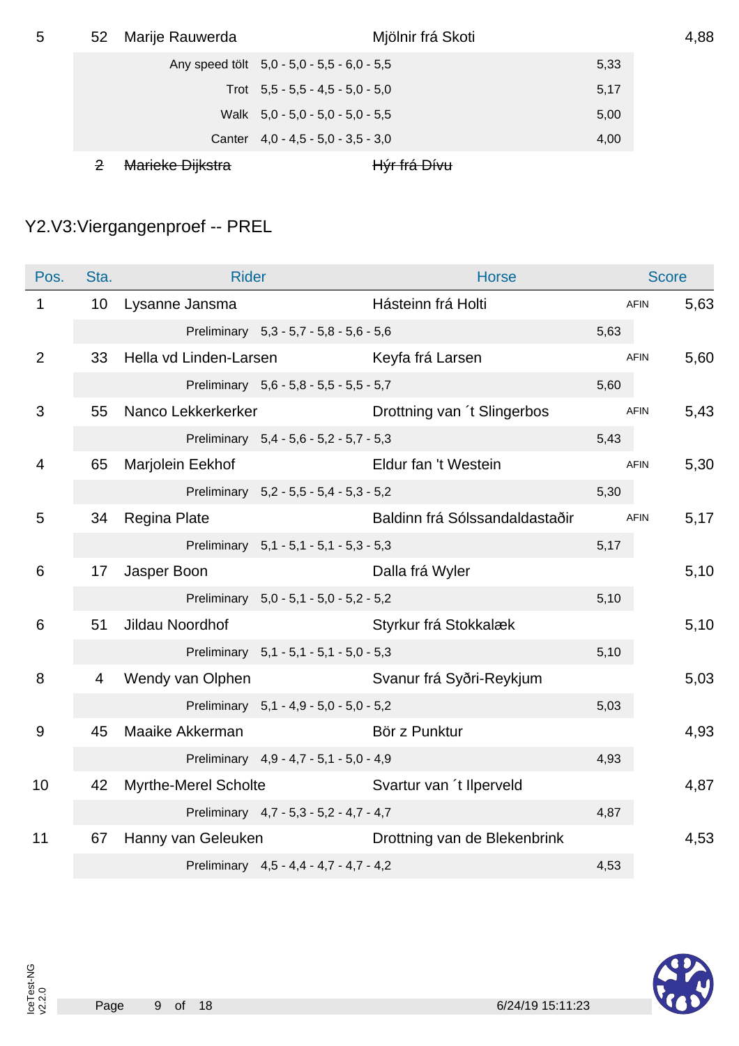| Pos. | Sta. | Rider | Horse | | Score |
|---|---|---|---|---|---|
| 5 | 52 | Marije Rauwerda | Mjölnir frá Skoti | | 4,88 |
| | | Any speed tölt 5,0 - 5,0 - 5,5 - 6,0 - 5,5 | | 5,33 | |
| | | Trot 5,5 - 5,5 - 4,5 - 5,0 - 5,0 | | 5,17 | |
| | | Walk 5,0 - 5,0 - 5,0 - 5,0 - 5,5 | | 5,00 | |
| | | Canter 4,0 - 4,5 - 5,0 - 3,5 - 3,0 | | 4,00 | |
| | ~~2~~ | ~~Marieke Dijkstra~~ | ~~Hýr frá Dívu~~ | | |

## Y2.V3:Viergangenproef -- PREL

| Pos. | Sta. | Rider | Horse | | Score |
|---|---|---|---|---|---|
| 1 | 10 | Lysanne Jansma | Hásteinn frá Holti | AFIN | 5,63 |
| | | Preliminary 5,3 - 5,7 - 5,8 - 5,6 - 5,6 | | 5,63 | |
| 2 | 33 | Hella vd Linden-Larsen | Keyfa frá Larsen | AFIN | 5,60 |
| | | Preliminary 5,6 - 5,8 - 5,5 - 5,5 - 5,7 | | 5,60 | |
| 3 | 55 | Nanco Lekkerkerker | Drottning van ´t Slingerbos | AFIN | 5,43 |
| | | Preliminary 5,4 - 5,6 - 5,2 - 5,7 - 5,3 | | 5,43 | |
| 4 | 65 | Marjolein Eekhof | Eldur fan 't Westein | AFIN | 5,30 |
| | | Preliminary 5,2 - 5,5 - 5,4 - 5,3 - 5,2 | | 5,30 | |
| 5 | 34 | Regina Plate | Baldinn frá Sólssandaldastaðir | AFIN | 5,17 |
| | | Preliminary 5,1 - 5,1 - 5,1 - 5,3 - 5,3 | | 5,17 | |
| 6 | 17 | Jasper Boon | Dalla frá Wyler | | 5,10 |
| | | Preliminary 5,0 - 5,1 - 5,0 - 5,2 - 5,2 | | 5,10 | |
| 6 | 51 | Jildau Noordhof | Styrkur frá Stokkalæk | | 5,10 |
| | | Preliminary 5,1 - 5,1 - 5,1 - 5,0 - 5,3 | | 5,10 | |
| 8 | 4 | Wendy van Olphen | Svanur frá Syðri-Reykjum | | 5,03 |
| | | Preliminary 5,1 - 4,9 - 5,0 - 5,0 - 5,2 | | 5,03 | |
| 9 | 45 | Maaike Akkerman | Bör z Punktur | | 4,93 |
| | | Preliminary 4,9 - 4,7 - 5,1 - 5,0 - 4,9 | | 4,93 | |
| 10 | 42 | Myrthe-Merel Scholte | Svartur van ´t Ilperveld | | 4,87 |
| | | Preliminary 4,7 - 5,3 - 5,2 - 4,7 - 4,7 | | 4,87 | |
| 11 | 67 | Hanny van Geleuken | Drottning van de Blekenbrink | | 4,53 |
| | | Preliminary 4,5 - 4,4 - 4,7 - 4,7 - 4,2 | | 4,53 | |

IceTest-NG v2.2.0

6/24/19 15:11:23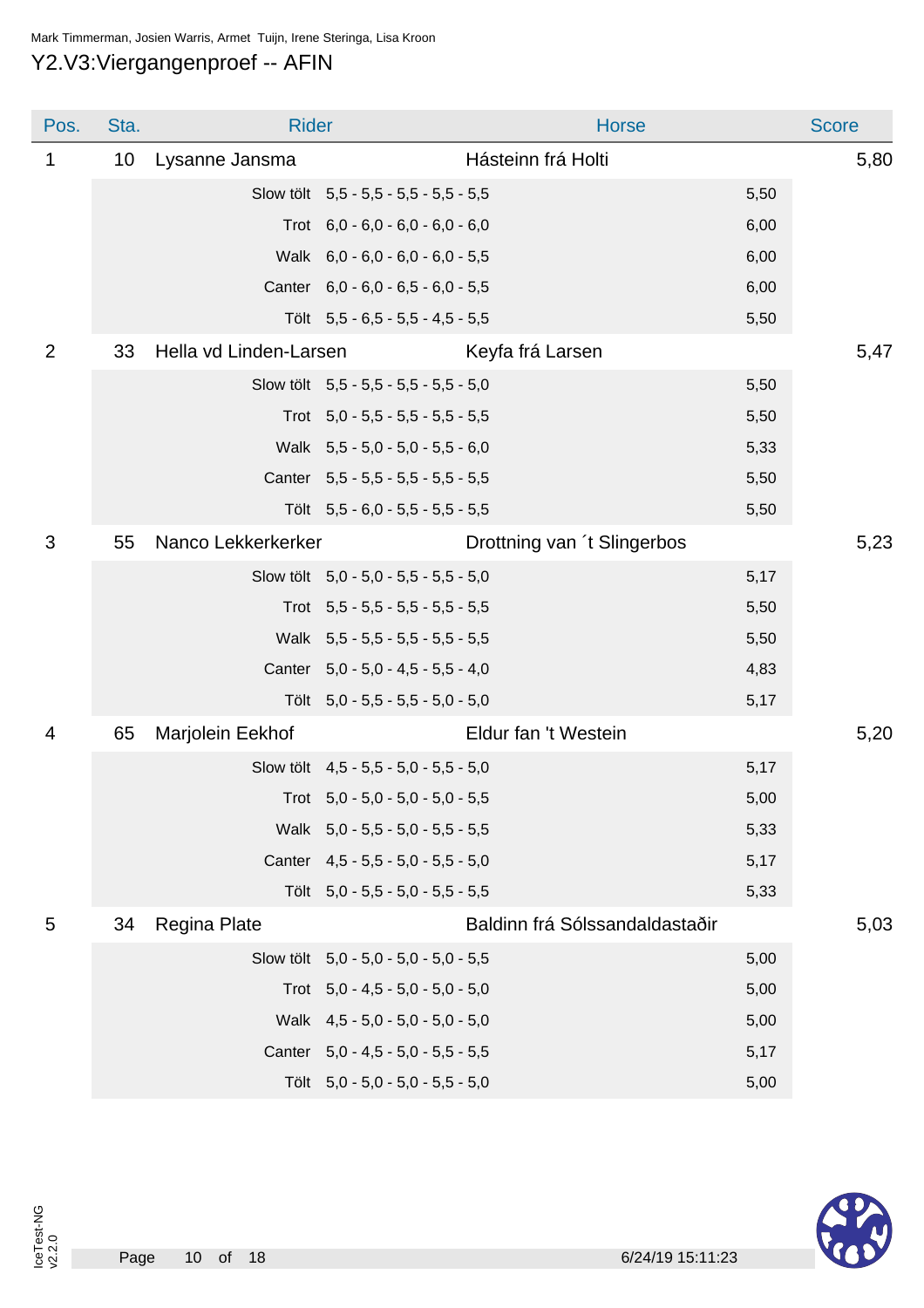Mark Timmerman, Josien Warris, Armet Tuijn, Irene Steringa, Lisa Kroon

# Y2.V3:Viergangenproef -- AFIN

| Pos. | Sta. | Rider | Horse | Score |
|---|---|---|---|---|
| 1 | 10 | Lysanne Jansma | Hásteinn frá Holti | 5,80 |
| | | Slow tölt | 5,5 - 5,5 - 5,5 - 5,5 - 5,5 | 5,50 |
| | | Trot | 6,0 - 6,0 - 6,0 - 6,0 - 6,0 | 6,00 |
| | | Walk | 6,0 - 6,0 - 6,0 - 6,0 - 5,5 | 6,00 |
| | | Canter | 6,0 - 6,0 - 6,5 - 6,0 - 5,5 | 6,00 |
| | | Tölt | 5,5 - 6,5 - 5,5 - 4,5 - 5,5 | 5,50 |
| 2 | 33 | Hella vd Linden-Larsen | Keyfa frá Larsen | 5,47 |
| | | Slow tölt | 5,5 - 5,5 - 5,5 - 5,5 - 5,0 | 5,50 |
| | | Trot | 5,0 - 5,5 - 5,5 - 5,5 - 5,5 | 5,50 |
| | | Walk | 5,5 - 5,0 - 5,0 - 5,5 - 6,0 | 5,33 |
| | | Canter | 5,5 - 5,5 - 5,5 - 5,5 - 5,5 | 5,50 |
| | | Tölt | 5,5 - 6,0 - 5,5 - 5,5 - 5,5 | 5,50 |
| 3 | 55 | Nanco Lekkerkerker | Drottning van ´t Slingerbos | 5,23 |
| | | Slow tölt | 5,0 - 5,0 - 5,5 - 5,5 - 5,0 | 5,17 |
| | | Trot | 5,5 - 5,5 - 5,5 - 5,5 - 5,5 | 5,50 |
| | | Walk | 5,5 - 5,5 - 5,5 - 5,5 - 5,5 | 5,50 |
| | | Canter | 5,0 - 5,0 - 4,5 - 5,5 - 4,0 | 4,83 |
| | | Tölt | 5,0 - 5,5 - 5,5 - 5,0 - 5,0 | 5,17 |
| 4 | 65 | Marjolein Eekhof | Eldur fan 't Westein | 5,20 |
| | | Slow tölt | 4,5 - 5,5 - 5,0 - 5,5 - 5,0 | 5,17 |
| | | Trot | 5,0 - 5,0 - 5,0 - 5,0 - 5,5 | 5,00 |
| | | Walk | 5,0 - 5,5 - 5,0 - 5,5 - 5,5 | 5,33 |
| | | Canter | 4,5 - 5,5 - 5,0 - 5,5 - 5,0 | 5,17 |
| | | Tölt | 5,0 - 5,5 - 5,0 - 5,5 - 5,5 | 5,33 |
| 5 | 34 | Regina Plate | Baldinn frá Sólssandaldastaðir | 5,03 |
| | | Slow tölt | 5,0 - 5,0 - 5,0 - 5,0 - 5,5 | 5,00 |
| | | Trot | 5,0 - 4,5 - 5,0 - 5,0 - 5,0 | 5,00 |
| | | Walk | 4,5 - 5,0 - 5,0 - 5,0 - 5,0 | 5,00 |
| | | Canter | 5,0 - 4,5 - 5,0 - 5,5 - 5,5 | 5,17 |
| | | Tölt | 5,0 - 5,0 - 5,0 - 5,5 - 5,0 | 5,00 |

IceTest-NG v2.2.0

6/24/19 15:11:23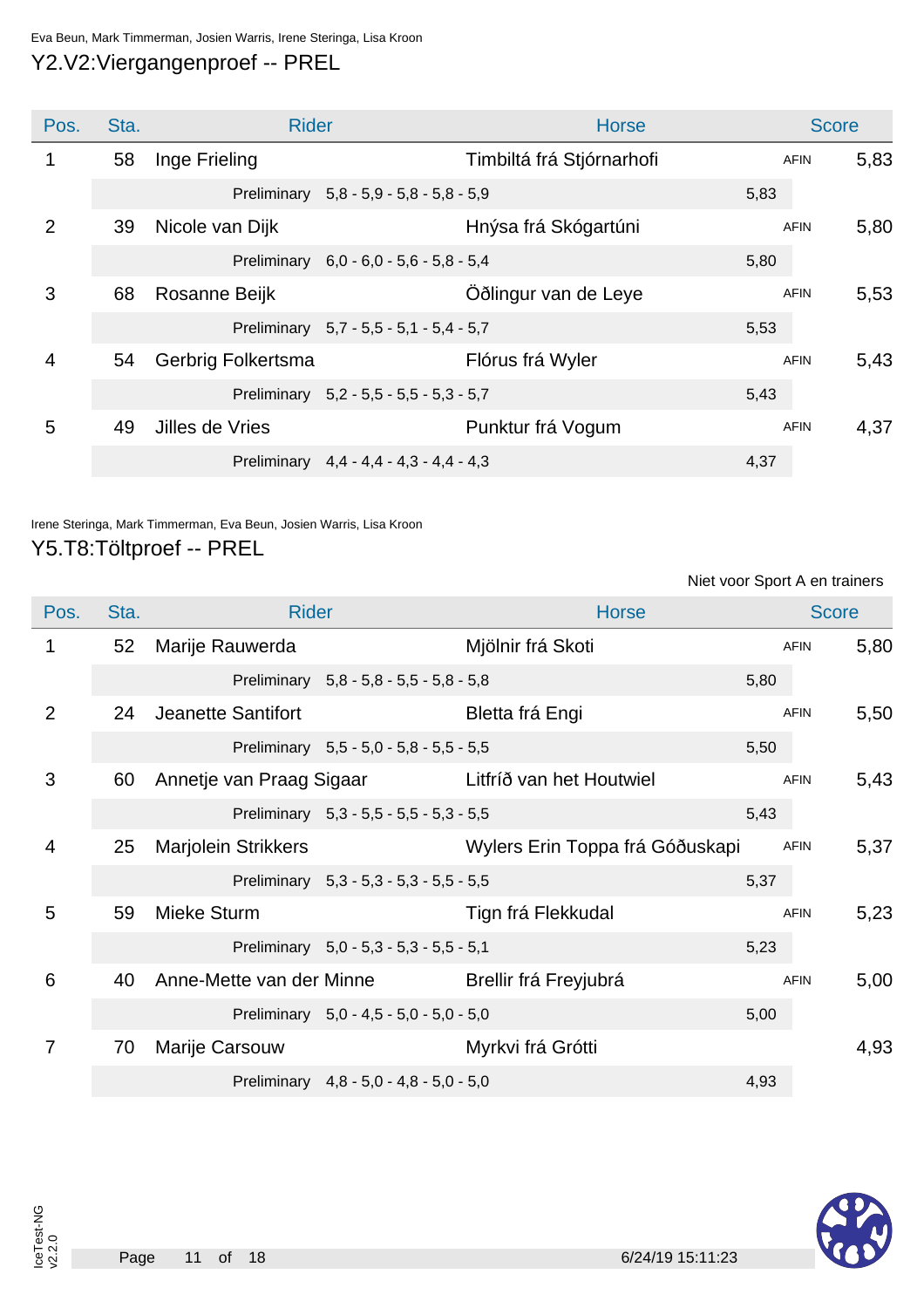Eva Beun, Mark Timmerman, Josien Warris, Irene Steringa, Lisa Kroon

## Y2.V2:Viergangenproef -- PREL

| Pos. | Sta. | Rider | Horse | | Score |
|---|---|---|---|---|---|
| 1 | 58 | Inge Frieling | Timbiltá frá Stjórnarhofi | AFIN | 5,83 |
| | | Preliminary 5,8 - 5,9 - 5,8 - 5,8 - 5,9 | | 5,83 | |
| 2 | 39 | Nicole van Dijk | Hnýsa frá Skógartúni | AFIN | 5,80 |
| | | Preliminary 6,0 - 6,0 - 5,6 - 5,8 - 5,4 | | 5,80 | |
| 3 | 68 | Rosanne Beijk | Öðlingur van de Leye | AFIN | 5,53 |
| | | Preliminary 5,7 - 5,5 - 5,1 - 5,4 - 5,7 | | 5,53 | |
| 4 | 54 | Gerbrig Folkertsma | Flórus frá Wyler | AFIN | 5,43 |
| | | Preliminary 5,2 - 5,5 - 5,5 - 5,3 - 5,7 | | 5,43 | |
| 5 | 49 | Jilles de Vries | Punktur frá Vogum | AFIN | 4,37 |
| | | Preliminary 4,4 - 4,4 - 4,3 - 4,4 - 4,3 | | 4,37 | |

Irene Steringa, Mark Timmerman, Eva Beun, Josien Warris, Lisa Kroon

## Y5.T8:Töltproef -- PREL

Niet voor Sport A en trainers

| Pos. | Sta. | Rider | Horse | | Score |
|---|---|---|---|---|---|
| 1 | 52 | Marije Rauwerda | Mjölnir frá Skoti | AFIN | 5,80 |
| | | Preliminary 5,8 - 5,8 - 5,5 - 5,8 - 5,8 | | 5,80 | |
| 2 | 24 | Jeanette Santifort | Bletta frá Engi | AFIN | 5,50 |
| | | Preliminary 5,5 - 5,0 - 5,8 - 5,5 - 5,5 | | 5,50 | |
| 3 | 60 | Annetje van Praag Sigaar | Litfríð van het Houtwiel | AFIN | 5,43 |
| | | Preliminary 5,3 - 5,5 - 5,5 - 5,3 - 5,5 | | 5,43 | |
| 4 | 25 | Marjolein Strikkers | Wylers Erin Toppa frá Góðuskapi | AFIN | 5,37 |
| | | Preliminary 5,3 - 5,3 - 5,3 - 5,5 - 5,5 | | 5,37 | |
| 5 | 59 | Mieke Sturm | Tign frá Flekkudal | AFIN | 5,23 |
| | | Preliminary 5,0 - 5,3 - 5,3 - 5,5 - 5,1 | | 5,23 | |
| 6 | 40 | Anne-Mette van der Minne | Brellir frá Freyjubrá | AFIN | 5,00 |
| | | Preliminary 5,0 - 4,5 - 5,0 - 5,0 - 5,0 | | 5,00 | |
| 7 | 70 | Marije Carsouw | Myrkvi frá Grótti | | 4,93 |
| | | Preliminary 4,8 - 5,0 - 4,8 - 5,0 - 5,0 | | 4,93 | |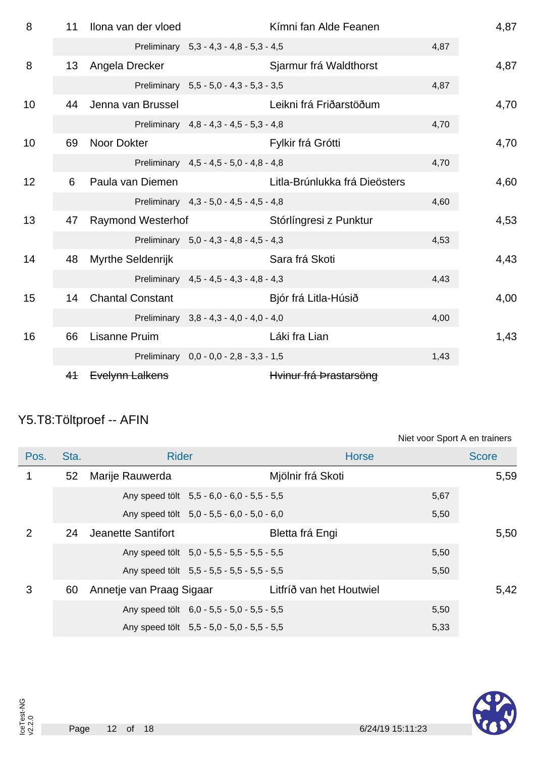| Pos. | Sta. | Rider | Horse | Score |
|---|---|---|---|---|
| 8 | 11 | Ilona van der vloed | Kímni fan Alde Feanen | 4,87 |
| | | Preliminary 5,3 - 4,3 - 4,8 - 5,3 - 4,5 | 4,87 | |
| 8 | 13 | Angela Drecker | Sjarmur frá Waldthorst | 4,87 |
| | | Preliminary 5,5 - 5,0 - 4,3 - 5,3 - 3,5 | 4,87 | |
| 10 | 44 | Jenna van Brussel | Leikni frá Friðarstöðum | 4,70 |
| | | Preliminary 4,8 - 4,3 - 4,5 - 5,3 - 4,8 | 4,70 | |
| 10 | 69 | Noor Dokter | Fylkir frá Grótti | 4,70 |
| | | Preliminary 4,5 - 4,5 - 5,0 - 4,8 - 4,8 | 4,70 | |
| 12 | 6 | Paula van Diemen | Litla-Brúnlukka frá Dieösters | 4,60 |
| | | Preliminary 4,3 - 5,0 - 4,5 - 4,5 - 4,8 | 4,60 | |
| 13 | 47 | Raymond Westerhof | Stórlíngresi z Punktur | 4,53 |
| | | Preliminary 5,0 - 4,3 - 4,8 - 4,5 - 4,3 | 4,53 | |
| 14 | 48 | Myrthe Seldenrijk | Sara frá Skoti | 4,43 |
| | | Preliminary 4,5 - 4,5 - 4,3 - 4,8 - 4,3 | 4,43 | |
| 15 | 14 | Chantal Constant | Bjór frá Litla-Húsið | 4,00 |
| | | Preliminary 3,8 - 4,3 - 4,0 - 4,0 - 4,0 | 4,00 | |
| 16 | 66 | Lisanne Pruim | Láki fra Lian | 1,43 |
| | | Preliminary 0,0 - 0,0 - 2,8 - 3,3 - 1,5 | 1,43 | |
| | ~~41~~ | ~~Evelynn Lalkens~~ | ~~Hvinur frá Þrastarsöng~~ | |

## Y5.T8:Töltproef -- AFIN

Niet voor Sport A en trainers

| Pos. | Sta. | Rider | Horse | Score |
|---|---|---|---|---|
| 1 | 52 | Marije Rauwerda | Mjölnir frá Skoti | 5,59 |
| | | Any speed tölt 5,5 - 6,0 - 6,0 - 5,5 - 5,5 | 5,67 | |
| | | Any speed tölt 5,0 - 5,5 - 6,0 - 5,0 - 6,0 | 5,50 | |
| 2 | 24 | Jeanette Santifort | Bletta frá Engi | 5,50 |
| | | Any speed tölt 5,0 - 5,5 - 5,5 - 5,5 - 5,5 | 5,50 | |
| | | Any speed tölt 5,5 - 5,5 - 5,5 - 5,5 - 5,5 | 5,50 | |
| 3 | 60 | Annetje van Praag Sigaar | Litfríð van het Houtwiel | 5,42 |
| | | Any speed tölt 6,0 - 5,5 - 5,0 - 5,5 - 5,5 | 5,50 | |
| | | Any speed tölt 5,5 - 5,0 - 5,0 - 5,5 - 5,5 | 5,33 | |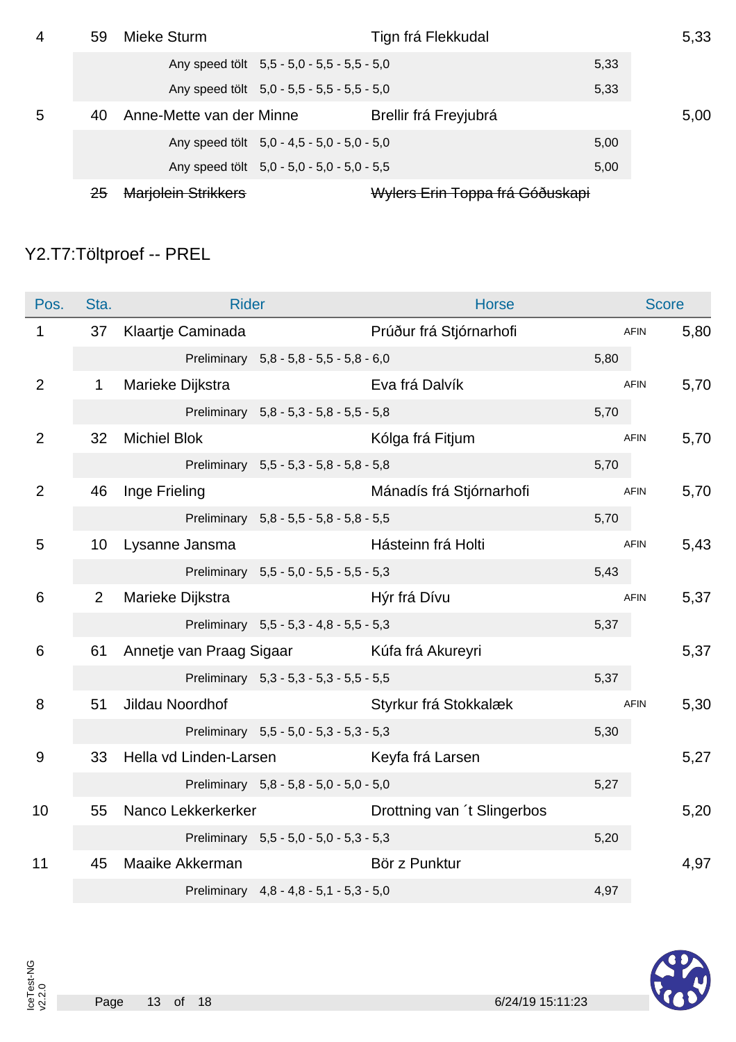| Pos. | Sta. | Rider | Horse | | Score |
|---|---|---|---|---|---|
| 4 | 59 | Mieke Sturm | Tign frá Flekkudal | | 5,33 |
| | | Any speed tölt 5,5 - 5,0 - 5,5 - 5,5 - 5,0 | | 5,33 | |
| | | Any speed tölt 5,0 - 5,5 - 5,5 - 5,5 - 5,0 | | 5,33 | |
| 5 | 40 | Anne-Mette van der Minne | Brellir frá Freyjubrá | | 5,00 |
| | | Any speed tölt 5,0 - 4,5 - 5,0 - 5,0 - 5,0 | | 5,00 | |
| | | Any speed tölt 5,0 - 5,0 - 5,0 - 5,0 - 5,5 | | 5,00 | |
| | ~~25~~ | ~~Marjolein Strikkers~~ | ~~Wylers Erin Toppa frá Góðuskapi~~ | | |

## Y2.T7:Töltproef -- PREL

| Pos. | Sta. | Rider | Horse | | Score |
|---|---|---|---|---|---|
| 1 | 37 | Klaartje Caminada | Prúður frá Stjórnarhofi | AFIN | 5,80 |
| | | Preliminary 5,8 - 5,8 - 5,5 - 5,8 - 6,0 | | 5,80 | |
| 2 | 1 | Marieke Dijkstra | Eva frá Dalvík | AFIN | 5,70 |
| | | Preliminary 5,8 - 5,3 - 5,8 - 5,5 - 5,8 | | 5,70 | |
| 2 | 32 | Michiel Blok | Kólga frá Fitjum | AFIN | 5,70 |
| | | Preliminary 5,5 - 5,3 - 5,8 - 5,8 - 5,8 | | 5,70 | |
| 2 | 46 | Inge Frieling | Mánadís frá Stjórnarhofi | AFIN | 5,70 |
| | | Preliminary 5,8 - 5,5 - 5,8 - 5,8 - 5,5 | | 5,70 | |
| 5 | 10 | Lysanne Jansma | Hásteinn frá Holti | AFIN | 5,43 |
| | | Preliminary 5,5 - 5,0 - 5,5 - 5,5 - 5,3 | | 5,43 | |
| 6 | 2 | Marieke Dijkstra | Hýr frá Dívu | AFIN | 5,37 |
| | | Preliminary 5,5 - 5,3 - 4,8 - 5,5 - 5,3 | | 5,37 | |
| 6 | 61 | Annetje van Praag Sigaar | Kúfa frá Akureyri | | 5,37 |
| | | Preliminary 5,3 - 5,3 - 5,3 - 5,5 - 5,5 | | 5,37 | |
| 8 | 51 | Jildau Noordhof | Styrkur frá Stokkalæk | AFIN | 5,30 |
| | | Preliminary 5,5 - 5,0 - 5,3 - 5,3 - 5,3 | | 5,30 | |
| 9 | 33 | Hella vd Linden-Larsen | Keyfa frá Larsen | | 5,27 |
| | | Preliminary 5,8 - 5,8 - 5,0 - 5,0 - 5,0 | | 5,27 | |
| 10 | 55 | Nanco Lekkerkerker | Drottning van ´t Slingerbos | | 5,20 |
| | | Preliminary 5,5 - 5,0 - 5,0 - 5,3 - 5,3 | | 5,20 | |
| 11 | 45 | Maaike Akkerman | Bör z Punktur | | 4,97 |
| | | Preliminary 4,8 - 4,8 - 5,1 - 5,3 - 5,0 | | 4,97 | |

IceTest-NG v2.2.0

6/24/19 15:11:23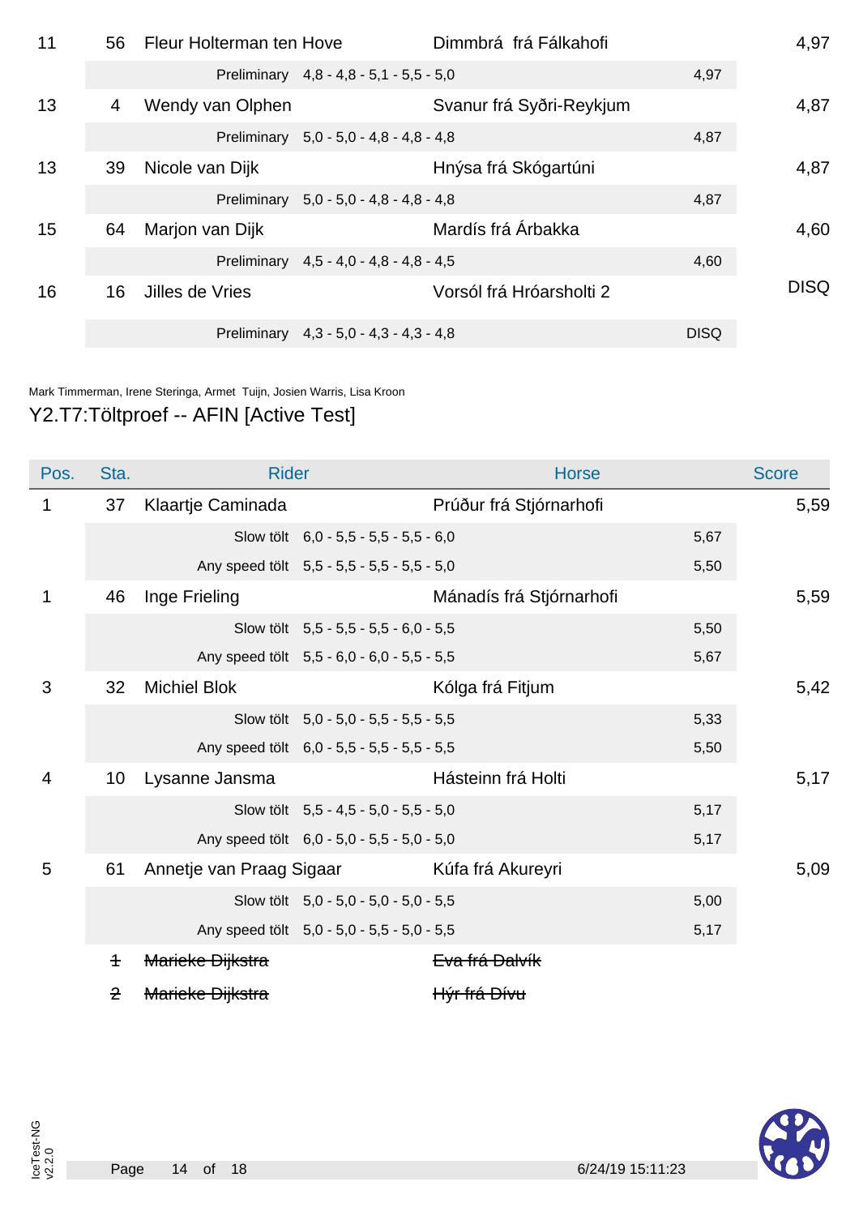| | | | | |
|---|---|---|---|---|
| 11 | 56 | Fleur Holterman ten Hove | Dimmbrá frá Fálkahofi | 4,97 |
| | | Preliminary 4,8 - 4,8 - 5,1 - 5,5 - 5,0 | 4,97 | |
| 13 | 4 | Wendy van Olphen | Svanur frá Syðri-Reykjum | 4,87 |
| | | Preliminary 5,0 - 5,0 - 4,8 - 4,8 - 4,8 | 4,87 | |
| 13 | 39 | Nicole van Dijk | Hnýsa frá Skógartúni | 4,87 |
| | | Preliminary 5,0 - 5,0 - 4,8 - 4,8 - 4,8 | 4,87 | |
| 15 | 64 | Marjon van Dijk | Mardís frá Árbakka | 4,60 |
| | | Preliminary 4,5 - 4,0 - 4,8 - 4,8 - 4,5 | 4,60 | |
| 16 | 16 | Jilles de Vries | Vorsól frá Hróarsholti 2 | DISQ |
| | | Preliminary 4,3 - 5,0 - 4,3 - 4,3 - 4,8 | DISQ | |

Mark Timmerman, Irene Steringa, Armet Tuijn, Josien Warris, Lisa Kroon

## Y2.T7:Töltproef -- AFIN [Active Test]

| Pos. | Sta. | Rider | Horse | Score |
|---|---|---|---|---|
| 1 | 37 | Klaartje Caminada | Prúður frá Stjórnarhofi | 5,59 |
| | | Slow tölt 6,0 - 5,5 - 5,5 - 5,5 - 6,0 | 5,67 | |
| | | Any speed tölt 5,5 - 5,5 - 5,5 - 5,5 - 5,0 | 5,50 | |
| 1 | 46 | Inge Frieling | Mánadís frá Stjórnarhofi | 5,59 |
| | | Slow tölt 5,5 - 5,5 - 5,5 - 6,0 - 5,5 | 5,50 | |
| | | Any speed tölt 5,5 - 6,0 - 6,0 - 5,5 - 5,5 | 5,67 | |
| 3 | 32 | Michiel Blok | Kólga frá Fitjum | 5,42 |
| | | Slow tölt 5,0 - 5,0 - 5,5 - 5,5 - 5,5 | 5,33 | |
| | | Any speed tölt 6,0 - 5,5 - 5,5 - 5,5 - 5,5 | 5,50 | |
| 4 | 10 | Lysanne Jansma | Hásteinn frá Holti | 5,17 |
| | | Slow tölt 5,5 - 4,5 - 5,0 - 5,5 - 5,0 | 5,17 | |
| | | Any speed tölt 6,0 - 5,0 - 5,5 - 5,0 - 5,0 | 5,17 | |
| 5 | 61 | Annetje van Praag Sigaar | Kúfa frá Akureyri | 5,09 |
| | | Slow tölt 5,0 - 5,0 - 5,0 - 5,0 - 5,5 | 5,00 | |
| | | Any speed tölt 5,0 - 5,0 - 5,5 - 5,0 - 5,5 | 5,17 | |
| | ~~1~~ | ~~Marieke Dijkstra~~ | ~~Eva frá Dalvík~~ | |
| | ~~2~~ | ~~Marieke Dijkstra~~ | ~~Hýr frá Dívu~~ | |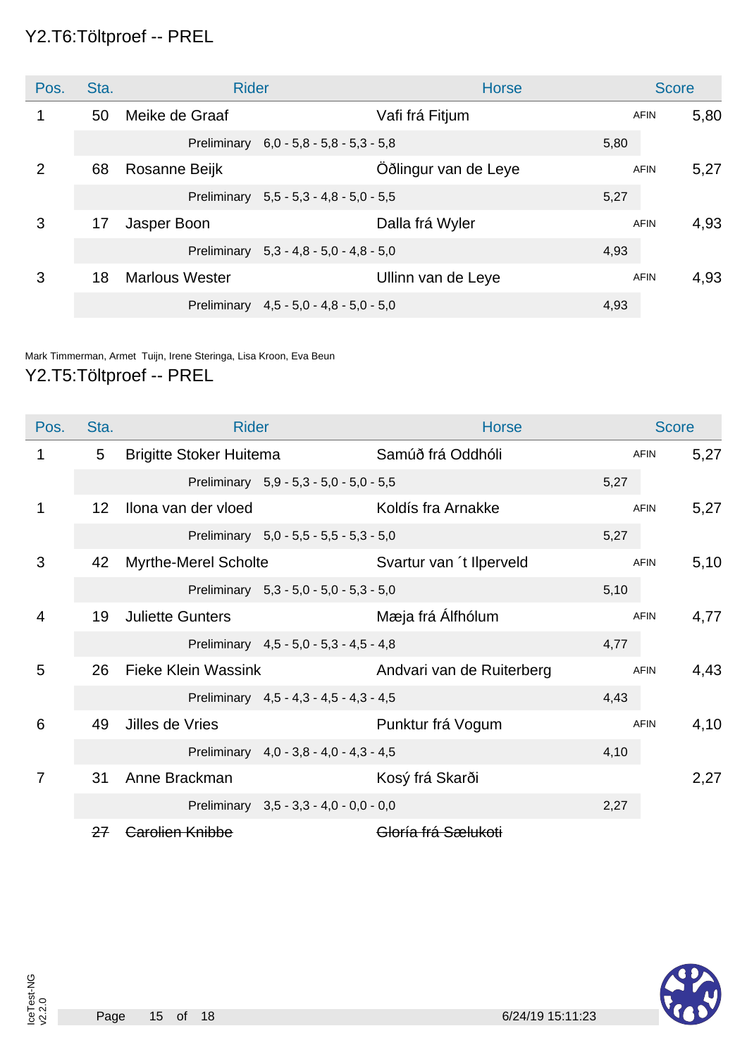## Y2.T6:Töltproef -- PREL

| Pos. | Sta. | Rider | Horse | | Score |
|---|---|---|---|---|---|
| 1 | 50 | Meike de Graaf | Vafi frá Fitjum | AFIN | 5,80 |
| | | Preliminary 6,0 - 5,8 - 5,8 - 5,3 - 5,8 | | 5,80 | |
| 2 | 68 | Rosanne Beijk | Öðlingur van de Leye | AFIN | 5,27 |
| | | Preliminary 5,5 - 5,3 - 4,8 - 5,0 - 5,5 | | 5,27 | |
| 3 | 17 | Jasper Boon | Dalla frá Wyler | AFIN | 4,93 |
| | | Preliminary 5,3 - 4,8 - 5,0 - 4,8 - 5,0 | | 4,93 | |
| 3 | 18 | Marlous Wester | Ullinn van de Leye | AFIN | 4,93 |
| | | Preliminary 4,5 - 5,0 - 4,8 - 5,0 - 5,0 | | 4,93 | |

Mark Timmerman, Armet Tuijn, Irene Steringa, Lisa Kroon, Eva Beun

## Y2.T5:Töltproef -- PREL

| Pos. | Sta. | Rider | Horse | | Score |
|---|---|---|---|---|---|
| 1 | 5 | Brigitte Stoker Huitema | Samúð frá Oddhóli | AFIN | 5,27 |
| | | Preliminary 5,9 - 5,3 - 5,0 - 5,0 - 5,5 | | 5,27 | |
| 1 | 12 | Ilona van der vloed | Koldís fra Arnakke | AFIN | 5,27 |
| | | Preliminary 5,0 - 5,5 - 5,5 - 5,3 - 5,0 | | 5,27 | |
| 3 | 42 | Myrthe-Merel Scholte | Svartur van ´t Ilperveld | AFIN | 5,10 |
| | | Preliminary 5,3 - 5,0 - 5,0 - 5,3 - 5,0 | | 5,10 | |
| 4 | 19 | Juliette Gunters | Mæja frá Álfhólum | AFIN | 4,77 |
| | | Preliminary 4,5 - 5,0 - 5,3 - 4,5 - 4,8 | | 4,77 | |
| 5 | 26 | Fieke Klein Wassink | Andvari van de Ruiterberg | AFIN | 4,43 |
| | | Preliminary 4,5 - 4,3 - 4,5 - 4,3 - 4,5 | | 4,43 | |
| 6 | 49 | Jilles de Vries | Punktur frá Vogum | AFIN | 4,10 |
| | | Preliminary 4,0 - 3,8 - 4,0 - 4,3 - 4,5 | | 4,10 | |
| 7 | 31 | Anne Brackman | Kosý frá Skarði | | 2,27 |
| | | Preliminary 3,5 - 3,3 - 4,0 - 0,0 - 0,0 | | 2,27 | |
| | ~~27~~ | ~~Carolien Knibbe~~ | ~~Gloría frá Sælukoti~~ | | |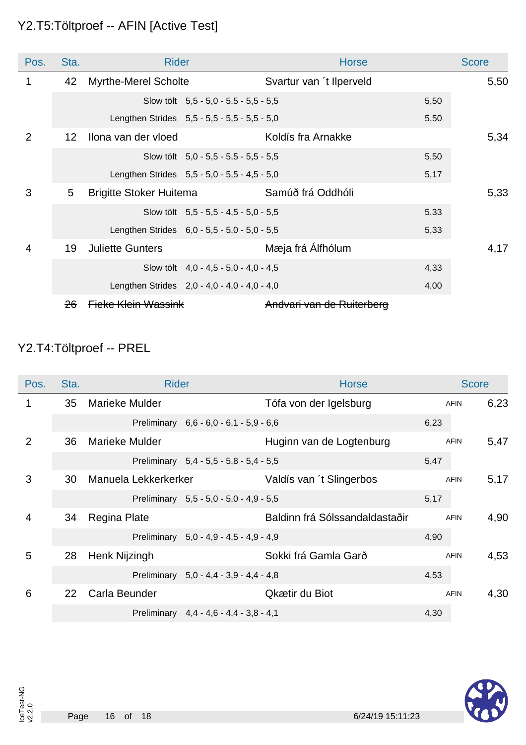## Y2.T5:Töltproef -- AFIN [Active Test]

| Pos. | Sta. | Rider | Horse | | Score |
|---|---|---|---|---|---|
| 1 | 42 | Myrthe-Merel Scholte | Svartur van ´t Ilperveld | | 5,50 |
| | | Slow tölt | 5,5 - 5,0 - 5,5 - 5,5 - 5,5 | 5,50 | |
| | | Lengthen Strides | 5,5 - 5,5 - 5,5 - 5,5 - 5,0 | 5,50 | |
| 2 | 12 | Ilona van der vloed | Koldís fra Arnakke | | 5,34 |
| | | Slow tölt | 5,0 - 5,5 - 5,5 - 5,5 - 5,5 | 5,50 | |
| | | Lengthen Strides | 5,5 - 5,0 - 5,5 - 4,5 - 5,0 | 5,17 | |
| 3 | 5 | Brigitte Stoker Huitema | Samúð frá Oddhóli | | 5,33 |
| | | Slow tölt | 5,5 - 5,5 - 4,5 - 5,0 - 5,5 | 5,33 | |
| | | Lengthen Strides | 6,0 - 5,5 - 5,0 - 5,0 - 5,5 | 5,33 | |
| 4 | 19 | Juliette Gunters | Mæja frá Álfhólum | | 4,17 |
| | | Slow tölt | 4,0 - 4,5 - 5,0 - 4,0 - 4,5 | 4,33 | |
| | | Lengthen Strides | 2,0 - 4,0 - 4,0 - 4,0 - 4,0 | 4,00 | |
| | ~~26~~ | ~~Fieke Klein Wassink~~ | ~~Andvari van de Ruiterberg~~ | | |

## Y2.T4:Töltproef -- PREL

| Pos. | Sta. | Rider | Horse | | Score |
|---|---|---|---|---|---|
| 1 | 35 | Marieke Mulder | Tófa von der Igelsburg | AFIN | 6,23 |
| | | Preliminary | 6,6 - 6,0 - 6,1 - 5,9 - 6,6 | 6,23 | |
| 2 | 36 | Marieke Mulder | Huginn van de Logtenburg | AFIN | 5,47 |
| | | Preliminary | 5,4 - 5,5 - 5,8 - 5,4 - 5,5 | 5,47 | |
| 3 | 30 | Manuela Lekkerkerker | Valdís van ´t Slingerbos | AFIN | 5,17 |
| | | Preliminary | 5,5 - 5,0 - 5,0 - 4,9 - 5,5 | 5,17 | |
| 4 | 34 | Regina Plate | Baldinn frá Sólssandaldastaðir | AFIN | 4,90 |
| | | Preliminary | 5,0 - 4,9 - 4,5 - 4,9 - 4,9 | 4,90 | |
| 5 | 28 | Henk Nijzingh | Sokki frá Gamla Garð | AFIN | 4,53 |
| | | Preliminary | 5,0 - 4,4 - 3,9 - 4,4 - 4,8 | 4,53 | |
| 6 | 22 | Carla Beunder | Qkætir du Biot | AFIN | 4,30 |
| | | Preliminary | 4,4 - 4,6 - 4,4 - 3,8 - 4,1 | 4,30 | |

IceTest-NG v2.2.0 — 6/24/19 15:11:23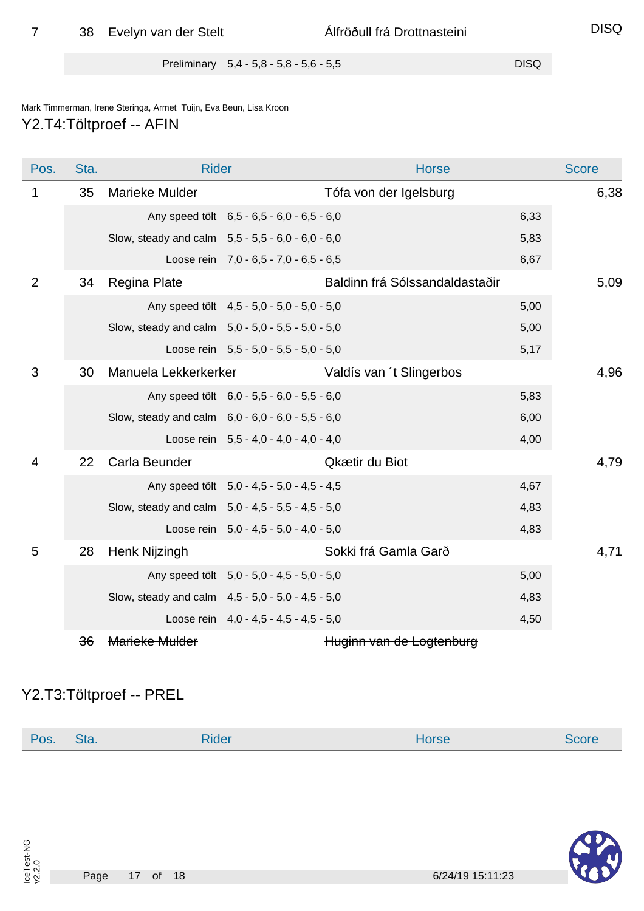| Pos. | Sta. | Rider | Horse | | Score |
|---|---|---|---|---|---|
| 7 | 38 | Evelyn van der Stelt | Álfröðull frá Drottnasteini | | DISQ |
| | | Preliminary | 5,4 - 5,8 - 5,8 - 5,6 - 5,5 | DISQ | |

Mark Timmerman, Irene Steringa, Armet Tuijn, Eva Beun, Lisa Kroon

## Y2.T4:Töltproef -- AFIN

| Pos. | Sta. | Rider | Horse | | Score |
|---|---|---|---|---|---|
| 1 | 35 | Marieke Mulder | Tófa von der Igelsburg | | 6,38 |
| | | Any speed tölt | 6,5 - 6,5 - 6,0 - 6,5 - 6,0 | 6,33 | |
| | | Slow, steady and calm | 5,5 - 5,5 - 6,0 - 6,0 - 6,0 | 5,83 | |
| | | Loose rein | 7,0 - 6,5 - 7,0 - 6,5 - 6,5 | 6,67 | |
| 2 | 34 | Regina Plate | Baldinn frá Sólssandaldastaðir | | 5,09 |
| | | Any speed tölt | 4,5 - 5,0 - 5,0 - 5,0 - 5,0 | 5,00 | |
| | | Slow, steady and calm | 5,0 - 5,0 - 5,5 - 5,0 - 5,0 | 5,00 | |
| | | Loose rein | 5,5 - 5,0 - 5,5 - 5,0 - 5,0 | 5,17 | |
| 3 | 30 | Manuela Lekkerkerker | Valdís van ´t Slingerbos | | 4,96 |
| | | Any speed tölt | 6,0 - 5,5 - 6,0 - 5,5 - 6,0 | 5,83 | |
| | | Slow, steady and calm | 6,0 - 6,0 - 6,0 - 5,5 - 6,0 | 6,00 | |
| | | Loose rein | 5,5 - 4,0 - 4,0 - 4,0 - 4,0 | 4,00 | |
| 4 | 22 | Carla Beunder | Qkætir du Biot | | 4,79 |
| | | Any speed tölt | 5,0 - 4,5 - 5,0 - 4,5 - 4,5 | 4,67 | |
| | | Slow, steady and calm | 5,0 - 4,5 - 5,5 - 4,5 - 5,0 | 4,83 | |
| | | Loose rein | 5,0 - 4,5 - 5,0 - 4,0 - 5,0 | 4,83 | |
| 5 | 28 | Henk Nijzingh | Sokki frá Gamla Garð | | 4,71 |
| | | Any speed tölt | 5,0 - 5,0 - 4,5 - 5,0 - 5,0 | 5,00 | |
| | | Slow, steady and calm | 4,5 - 5,0 - 5,0 - 4,5 - 5,0 | 4,83 | |
| | | Loose rein | 4,0 - 4,5 - 4,5 - 4,5 - 5,0 | 4,50 | |
| | ~~36~~ | ~~Marieke Mulder~~ | ~~Huginn van de Logtenburg~~ | | |

## Y2.T3:Töltproef -- PREL

| Pos. | Sta. | Rider | Horse | Score |
|---|---|---|---|---|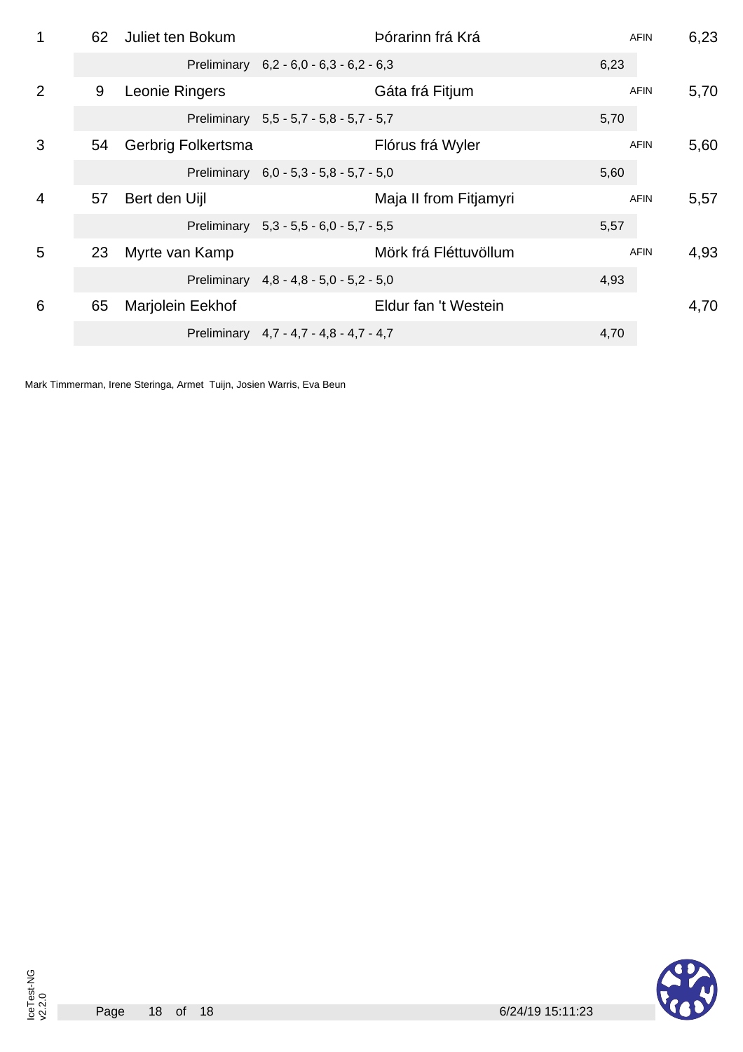| | | | | | |
|---|---|---|---|---|---|
| 1 | 62 | Juliet ten Bokum | Þórarinn frá Krá | AFIN | 6,23 |
| | | Preliminary 6,2 - 6,0 - 6,3 - 6,2 - 6,3 | | 6,23 | |
| 2 | 9 | Leonie Ringers | Gáta frá Fitjum | AFIN | 5,70 |
| | | Preliminary 5,5 - 5,7 - 5,8 - 5,7 - 5,7 | | 5,70 | |
| 3 | 54 | Gerbrig Folkertsma | Flórus frá Wyler | AFIN | 5,60 |
| | | Preliminary 6,0 - 5,3 - 5,8 - 5,7 - 5,0 | | 5,60 | |
| 4 | 57 | Bert den Uijl | Maja II from Fitjamyri | AFIN | 5,57 |
| | | Preliminary 5,3 - 5,5 - 6,0 - 5,7 - 5,5 | | 5,57 | |
| 5 | 23 | Myrte van Kamp | Mörk frá Fléttuvöllum | AFIN | 4,93 |
| | | Preliminary 4,8 - 4,8 - 5,0 - 5,2 - 5,0 | | 4,93 | |
| 6 | 65 | Marjolein Eekhof | Eldur fan 't Westein | | 4,70 |
| | | Preliminary 4,7 - 4,7 - 4,8 - 4,7 - 4,7 | | 4,70 | |

Mark Timmerman, Irene Steringa, Armet Tuijn, Josien Warris, Eva Beun

IceTest-NG v2.2.0

6/24/19 15:11:23